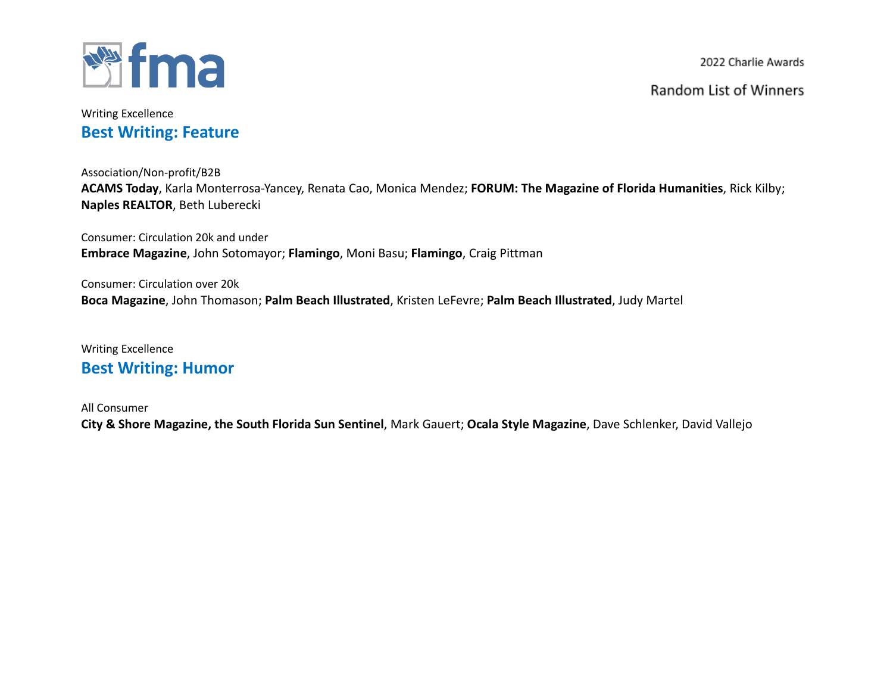2022 Charlie Awards

Random List of Winners

Writing Excellence

## Best Writing: Feature

Association/Non-profit/B2B

**ACAMS Today**, Karla Monterrosa-Yancey, Renata Cao, Monica Mendez; **FORUM: The Magazine of Florida Humanities**, Rick Kilby; **Naples REALTOR**, Beth Luberecki

Consumer: Circulation 20k and under

**Embrace Magazine**, John Sotomayor; **Flamingo**, Moni Basu; **Flamingo**, Craig Pittman

Consumer: Circulation over 20k

**Boca Magazine**, John Thomason; **Palm Beach Illustrated**, Kristen LeFevre; **Palm Beach Illustrated**, Judy Martel

Writing Excellence

## Best Writing: Humor

All Consumer

**City & Shore Magazine, the South Florida Sun Sentinel**, Mark Gauert; **Ocala Style Magazine**, Dave Schlenker, David Vallejo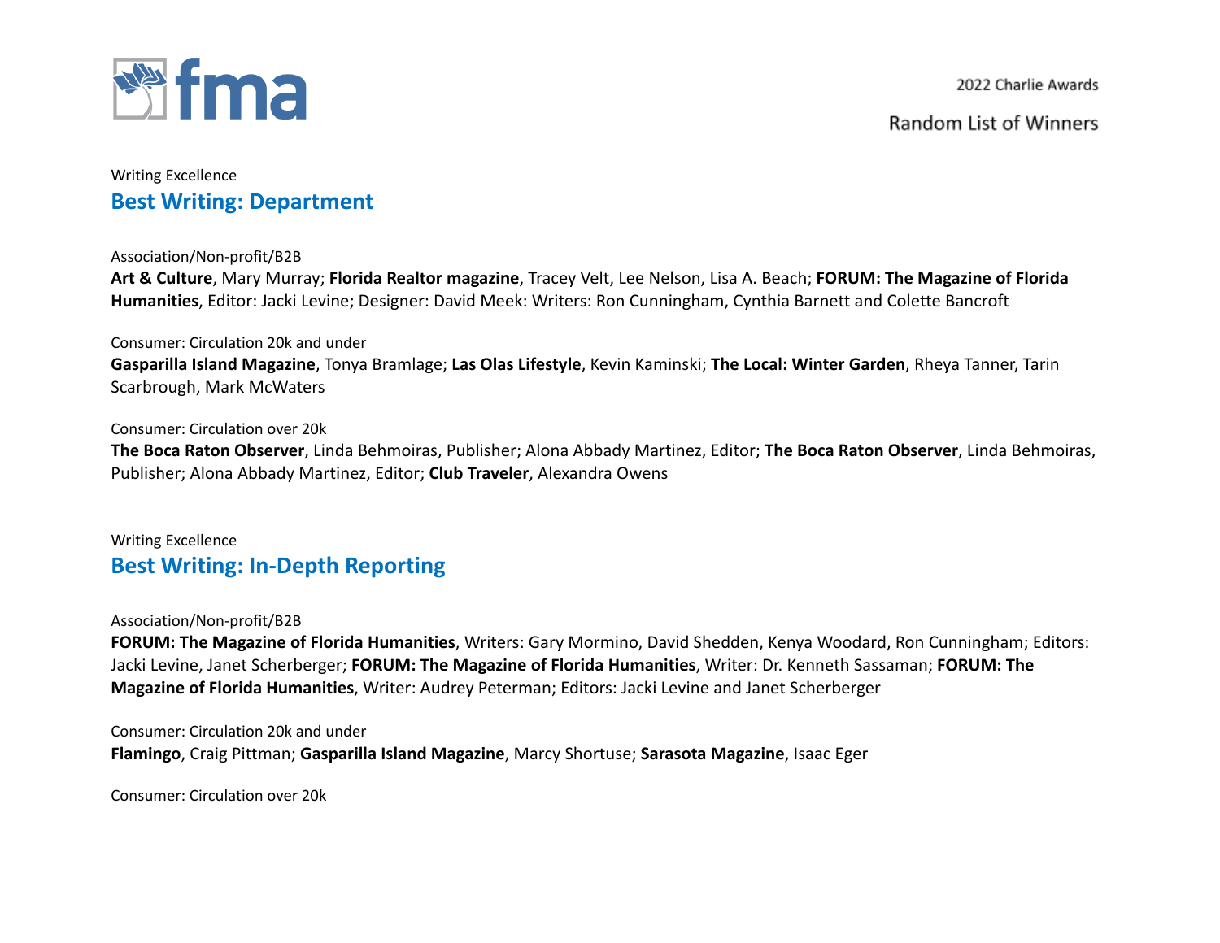Writing Excellence

## Best Writing: Department

Association/Non-profit/B2B

**Art & Culture**, Mary Murray; **Florida Realtor magazine**, Tracey Velt, Lee Nelson, Lisa A. Beach; **FORUM: The Magazine of Florida Humanities**, Editor: Jacki Levine; Designer: David Meek: Writers: Ron Cunningham, Cynthia Barnett and Colette Bancroft

Consumer: Circulation 20k and under

**Gasparilla Island Magazine**, Tonya Bramlage; **Las Olas Lifestyle**, Kevin Kaminski; **The Local: Winter Garden**, Rheya Tanner, Tarin Scarbrough, Mark McWaters

Consumer: Circulation over 20k

**The Boca Raton Observer**, Linda Behmoiras, Publisher; Alona Abbady Martinez, Editor; **The Boca Raton Observer**, Linda Behmoiras, Publisher; Alona Abbady Martinez, Editor; **Club Traveler**, Alexandra Owens

Writing Excellence

## Best Writing: In-Depth Reporting

Association/Non-profit/B2B

**FORUM: The Magazine of Florida Humanities**, Writers: Gary Mormino, David Shedden, Kenya Woodard, Ron Cunningham; Editors: Jacki Levine, Janet Scherberger; **FORUM: The Magazine of Florida Humanities**, Writer: Dr. Kenneth Sassaman; **FORUM: The Magazine of Florida Humanities**, Writer: Audrey Peterman; Editors: Jacki Levine and Janet Scherberger

Consumer: Circulation 20k and under

**Flamingo**, Craig Pittman; **Gasparilla Island Magazine**, Marcy Shortuse; **Sarasota Magazine**, Isaac Eger

Consumer: Circulation over 20k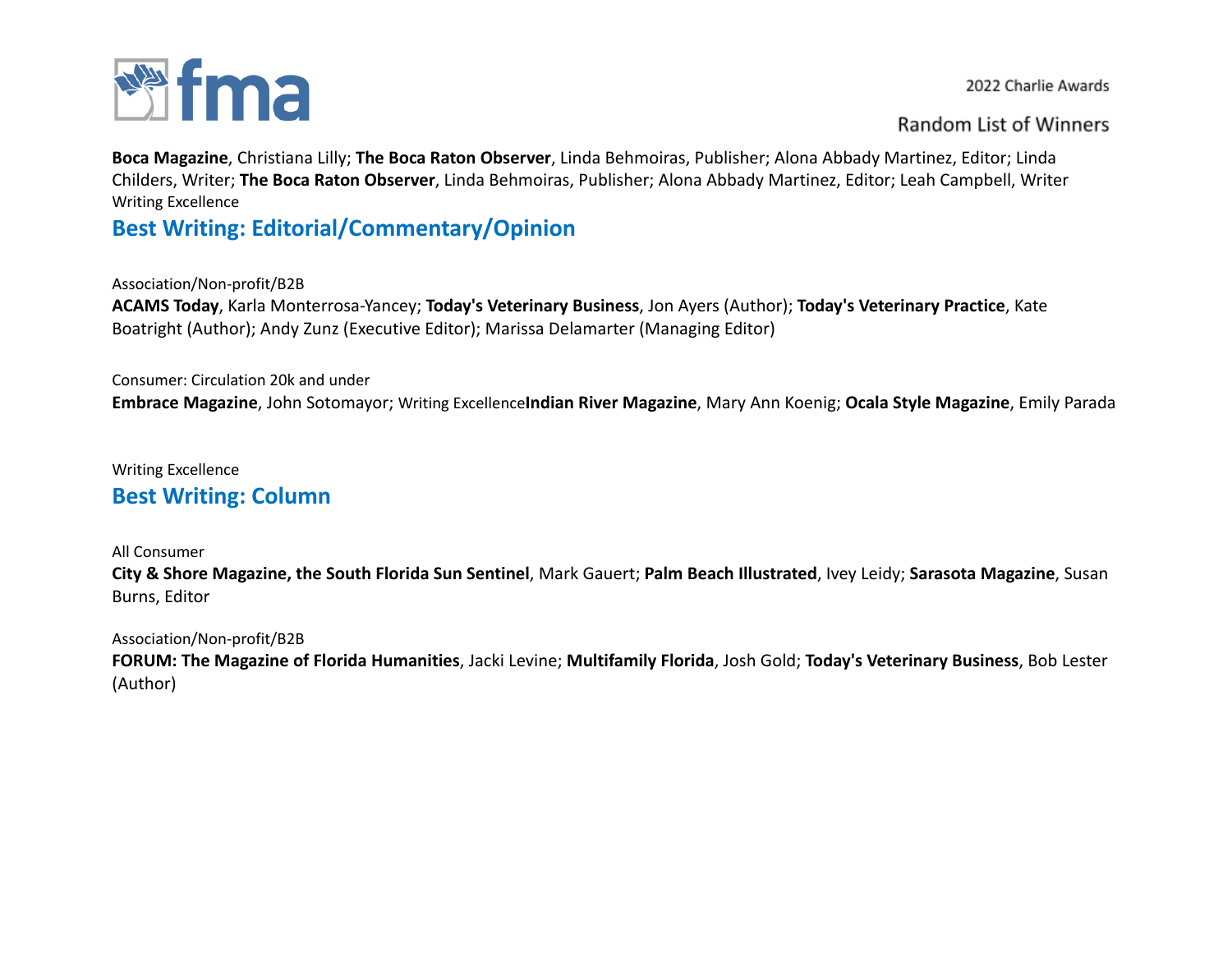**Boca Magazine**, Christiana Lilly; **The Boca Raton Observer**, Linda Behmoiras, Publisher; Alona Abbady Martinez, Editor; Linda Childers, Writer; **The Boca Raton Observer**, Linda Behmoiras, Publisher; Alona Abbady Martinez, Editor; Leah Campbell, Writer

Writing Excellence

## Best Writing: Editorial/Commentary/Opinion

Association/Non-profit/B2B

**ACAMS Today**, Karla Monterrosa-Yancey; **Today's Veterinary Business**, Jon Ayers (Author); **Today's Veterinary Practice**, Kate Boatright (Author); Andy Zunz (Executive Editor); Marissa Delamarter (Managing Editor)

Consumer: Circulation 20k and under

**Embrace Magazine**, John Sotomayor; Writing Excellence**Indian River Magazine**, Mary Ann Koenig; **Ocala Style Magazine**, Emily Parada

Writing Excellence

## Best Writing: Column

All Consumer

**City & Shore Magazine, the South Florida Sun Sentinel**, Mark Gauert; **Palm Beach Illustrated**, Ivey Leidy; **Sarasota Magazine**, Susan Burns, Editor

Association/Non-profit/B2B

**FORUM: The Magazine of Florida Humanities**, Jacki Levine; **Multifamily Florida**, Josh Gold; **Today's Veterinary Business**, Bob Lester (Author)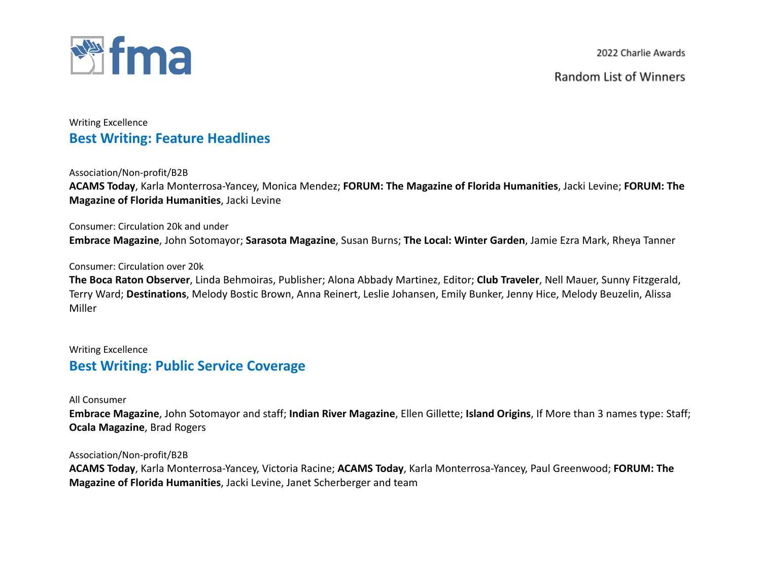Writing Excellence

## Best Writing: Feature Headlines

Association/Non-profit/B2B

**ACAMS Today**, Karla Monterrosa-Yancey, Monica Mendez; **FORUM: The Magazine of Florida Humanities**, Jacki Levine; **FORUM: The Magazine of Florida Humanities**, Jacki Levine

Consumer: Circulation 20k and under

**Embrace Magazine**, John Sotomayor; **Sarasota Magazine**, Susan Burns; **The Local: Winter Garden**, Jamie Ezra Mark, Rheya Tanner

Consumer: Circulation over 20k

**The Boca Raton Observer**, Linda Behmoiras, Publisher; Alona Abbady Martinez, Editor; **Club Traveler**, Nell Mauer, Sunny Fitzgerald, Terry Ward; **Destinations**, Melody Bostic Brown, Anna Reinert, Leslie Johansen, Emily Bunker, Jenny Hice, Melody Beuzelin, Alissa Miller

Writing Excellence

## Best Writing: Public Service Coverage

All Consumer

**Embrace Magazine**, John Sotomayor and staff; **Indian River Magazine**, Ellen Gillette; **Island Origins**, If More than 3 names type: Staff; **Ocala Magazine**, Brad Rogers

Association/Non-profit/B2B

**ACAMS Today**, Karla Monterrosa-Yancey, Victoria Racine; **ACAMS Today**, Karla Monterrosa-Yancey, Paul Greenwood; **FORUM: The Magazine of Florida Humanities**, Jacki Levine, Janet Scherberger and team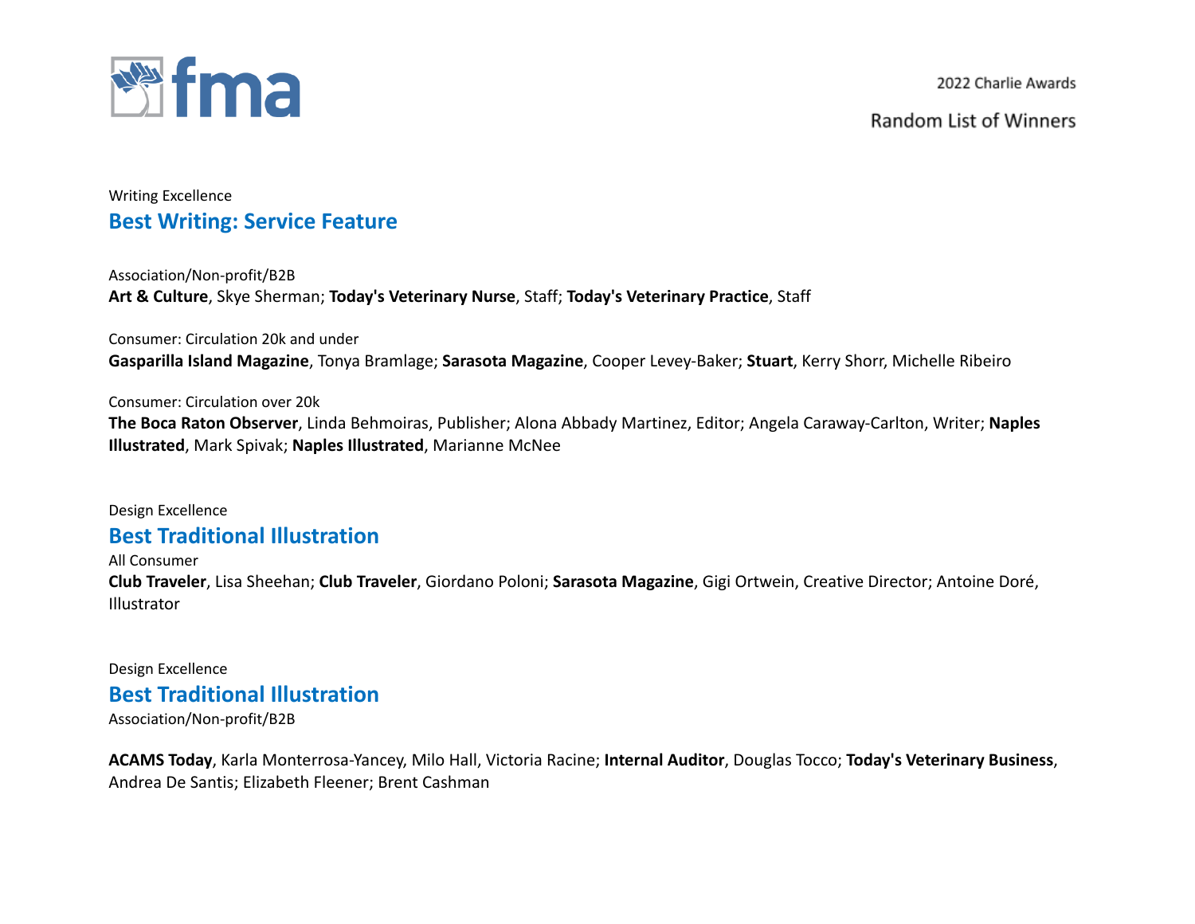Writing Excellence

## Best Writing: Service Feature

Association/Non-profit/B2B

**Art & Culture**, Skye Sherman; **Today's Veterinary Nurse**, Staff; **Today's Veterinary Practice**, Staff

Consumer: Circulation 20k and under

**Gasparilla Island Magazine**, Tonya Bramlage; **Sarasota Magazine**, Cooper Levey-Baker; **Stuart**, Kerry Shorr, Michelle Ribeiro

Consumer: Circulation over 20k

**The Boca Raton Observer**, Linda Behmoiras, Publisher; Alona Abbady Martinez, Editor; Angela Caraway-Carlton, Writer; **Naples Illustrated**, Mark Spivak; **Naples Illustrated**, Marianne McNee

Design Excellence

## Best Traditional Illustration

All Consumer

**Club Traveler**, Lisa Sheehan; **Club Traveler**, Giordano Poloni; **Sarasota Magazine**, Gigi Ortwein, Creative Director; Antoine Doré, Illustrator

Design Excellence

## Best Traditional Illustration

Association/Non-profit/B2B

**ACAMS Today**, Karla Monterrosa-Yancey, Milo Hall, Victoria Racine; **Internal Auditor**, Douglas Tocco; **Today's Veterinary Business**, Andrea De Santis; Elizabeth Fleener; Brent Cashman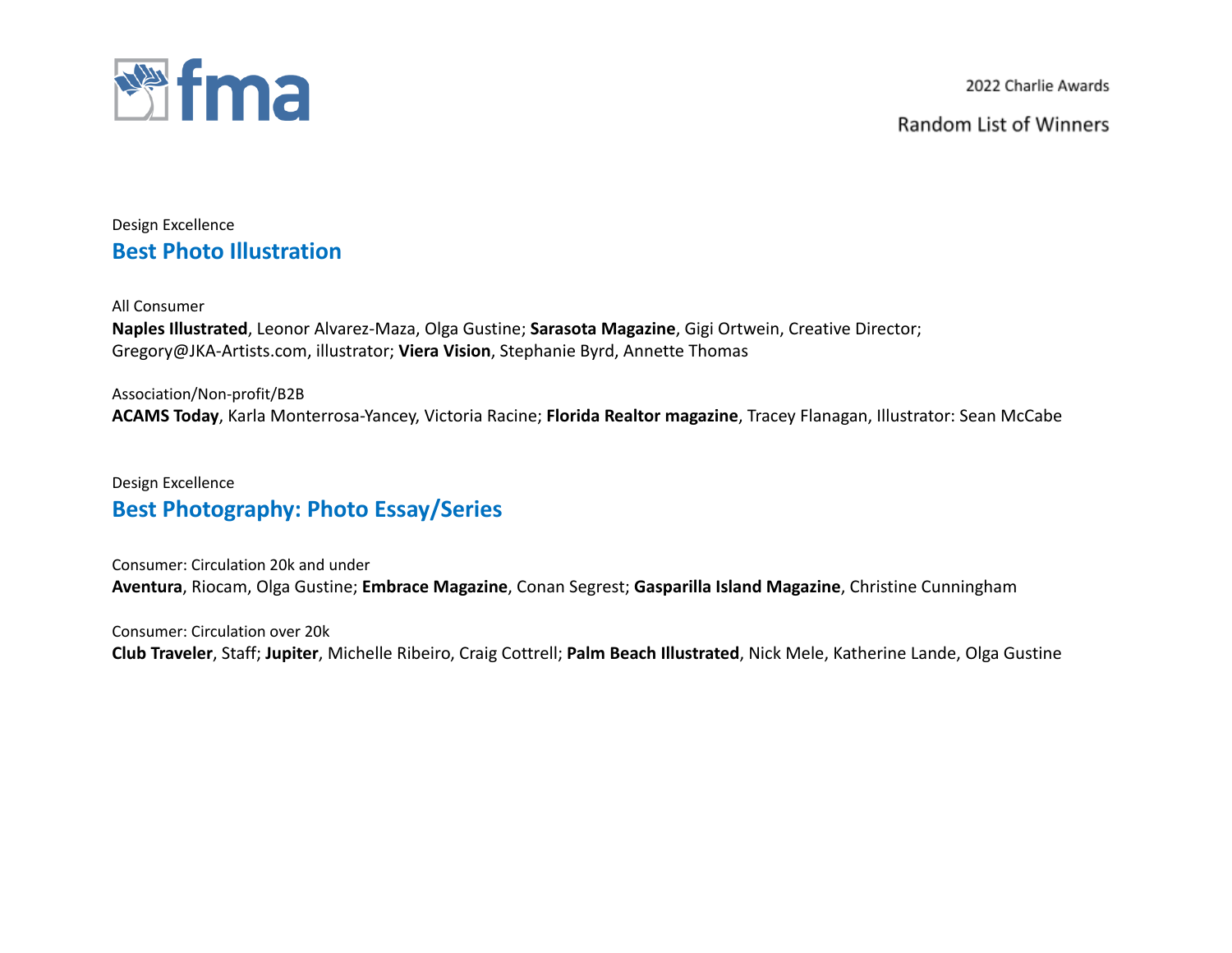Design Excellence

## Best Photo Illustration

All Consumer

**Naples Illustrated**, Leonor Alvarez-Maza, Olga Gustine; **Sarasota Magazine**, Gigi Ortwein, Creative Director; Gregory@JKA-Artists.com, illustrator; **Viera Vision**, Stephanie Byrd, Annette Thomas

Association/Non-profit/B2B

**ACAMS Today**, Karla Monterrosa-Yancey, Victoria Racine; **Florida Realtor magazine**, Tracey Flanagan, Illustrator: Sean McCabe

Design Excellence

## Best Photography: Photo Essay/Series

Consumer: Circulation 20k and under

**Aventura**, Riocam, Olga Gustine; **Embrace Magazine**, Conan Segrest; **Gasparilla Island Magazine**, Christine Cunningham

Consumer: Circulation over 20k

**Club Traveler**, Staff; **Jupiter**, Michelle Ribeiro, Craig Cottrell; **Palm Beach Illustrated**, Nick Mele, Katherine Lande, Olga Gustine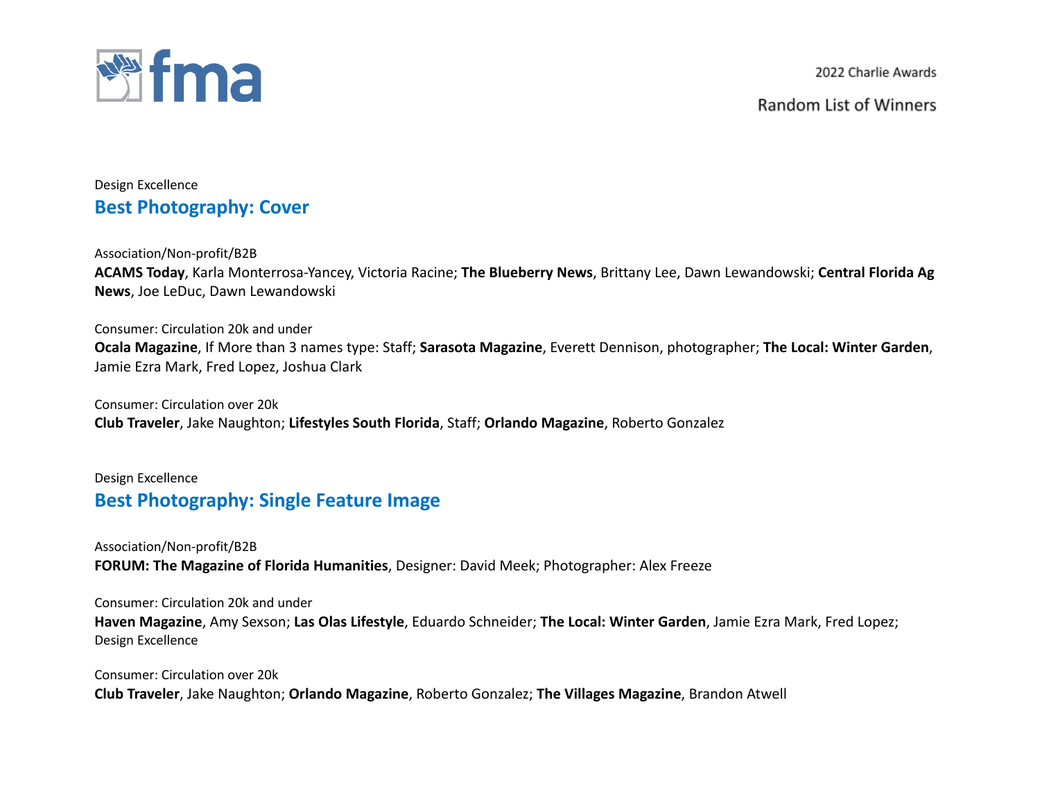Design Excellence

## Best Photography: Cover

Association/Non-profit/B2B

**ACAMS Today**, Karla Monterrosa-Yancey, Victoria Racine; **The Blueberry News**, Brittany Lee, Dawn Lewandowski; **Central Florida Ag News**, Joe LeDuc, Dawn Lewandowski

Consumer: Circulation 20k and under

**Ocala Magazine**, If More than 3 names type: Staff; **Sarasota Magazine**, Everett Dennison, photographer; **The Local: Winter Garden**, Jamie Ezra Mark, Fred Lopez, Joshua Clark

Consumer: Circulation over 20k

**Club Traveler**, Jake Naughton; **Lifestyles South Florida**, Staff; **Orlando Magazine**, Roberto Gonzalez

Design Excellence

## Best Photography: Single Feature Image

Association/Non-profit/B2B

**FORUM: The Magazine of Florida Humanities**, Designer: David Meek; Photographer: Alex Freeze

Consumer: Circulation 20k and under

**Haven Magazine**, Amy Sexson; **Las Olas Lifestyle**, Eduardo Schneider; **The Local: Winter Garden**, Jamie Ezra Mark, Fred Lopez; Design Excellence

Consumer: Circulation over 20k

**Club Traveler**, Jake Naughton; **Orlando Magazine**, Roberto Gonzalez; **The Villages Magazine**, Brandon Atwell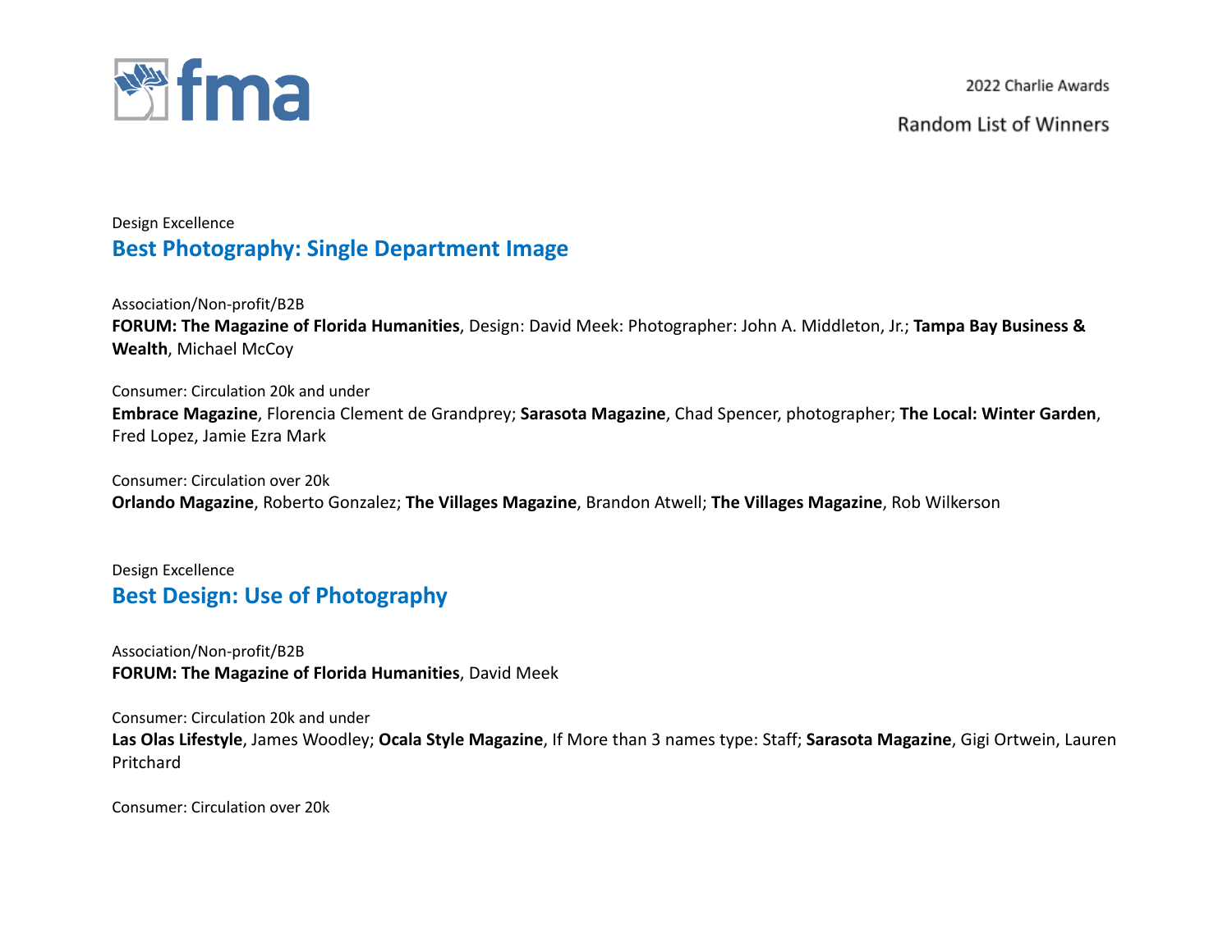Design Excellence

## Best Photography: Single Department Image

Association/Non-profit/B2B

**FORUM: The Magazine of Florida Humanities**, Design: David Meek: Photographer: John A. Middleton, Jr.; **Tampa Bay Business & Wealth**, Michael McCoy

Consumer: Circulation 20k and under

**Embrace Magazine**, Florencia Clement de Grandprey; **Sarasota Magazine**, Chad Spencer, photographer; **The Local: Winter Garden**, Fred Lopez, Jamie Ezra Mark

Consumer: Circulation over 20k

**Orlando Magazine**, Roberto Gonzalez; **The Villages Magazine**, Brandon Atwell; **The Villages Magazine**, Rob Wilkerson

Design Excellence

## Best Design: Use of Photography

Association/Non-profit/B2B

**FORUM: The Magazine of Florida Humanities**, David Meek

Consumer: Circulation 20k and under

**Las Olas Lifestyle**, James Woodley; **Ocala Style Magazine**, If More than 3 names type: Staff; **Sarasota Magazine**, Gigi Ortwein, Lauren Pritchard

Consumer: Circulation over 20k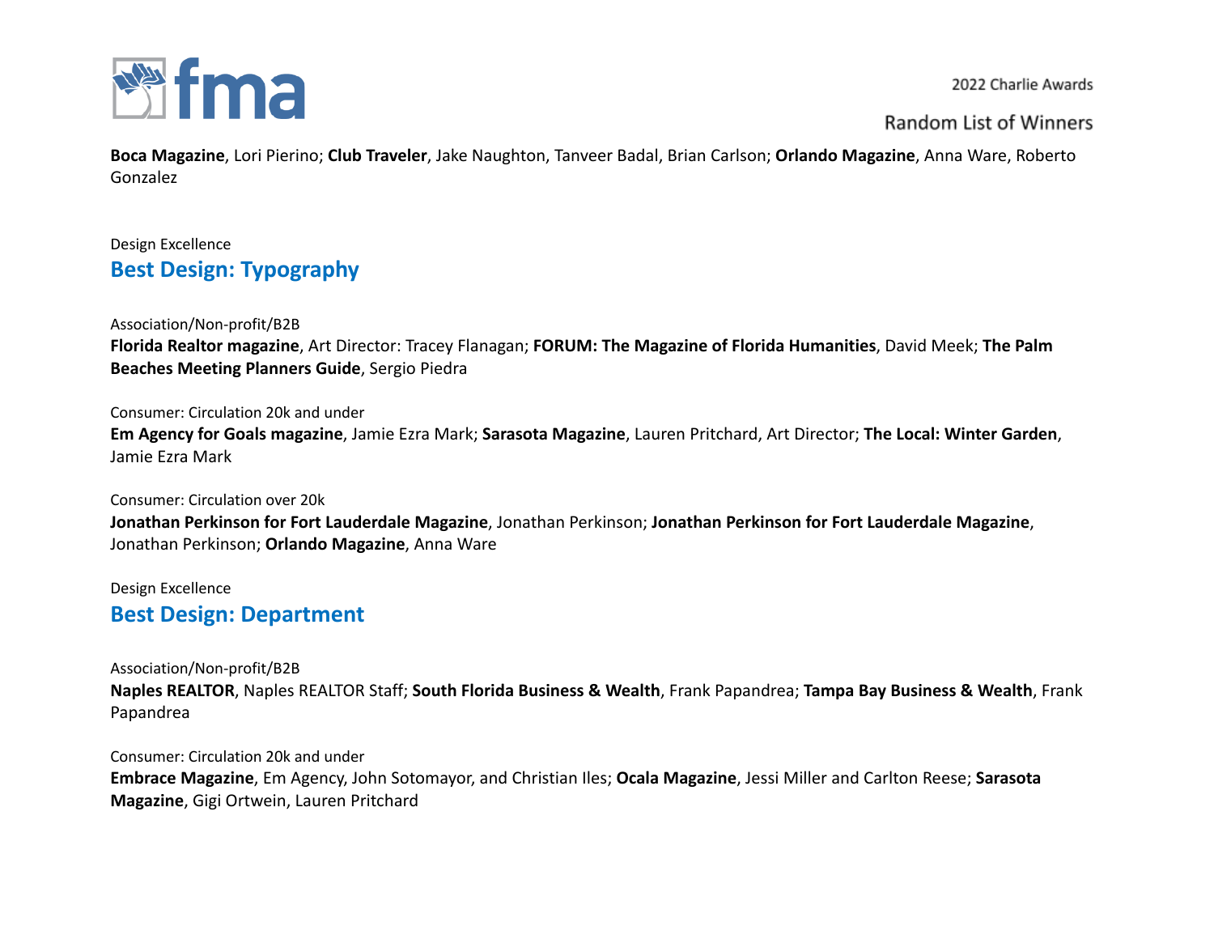**Boca Magazine**, Lori Pierino; **Club Traveler**, Jake Naughton, Tanveer Badal, Brian Carlson; **Orlando Magazine**, Anna Ware, Roberto Gonzalez

Design Excellence

## Best Design: Typography

Association/Non-profit/B2B
**Florida Realtor magazine**, Art Director: Tracey Flanagan; **FORUM: The Magazine of Florida Humanities**, David Meek; **The Palm Beaches Meeting Planners Guide**, Sergio Piedra

Consumer: Circulation 20k and under
**Em Agency for Goals magazine**, Jamie Ezra Mark; **Sarasota Magazine**, Lauren Pritchard, Art Director; **The Local: Winter Garden**, Jamie Ezra Mark

Consumer: Circulation over 20k
**Jonathan Perkinson for Fort Lauderdale Magazine**, Jonathan Perkinson; **Jonathan Perkinson for Fort Lauderdale Magazine**, Jonathan Perkinson; **Orlando Magazine**, Anna Ware

Design Excellence

## Best Design: Department

Association/Non-profit/B2B
**Naples REALTOR**, Naples REALTOR Staff; **South Florida Business & Wealth**, Frank Papandrea; **Tampa Bay Business & Wealth**, Frank Papandrea

Consumer: Circulation 20k and under
**Embrace Magazine**, Em Agency, John Sotomayor, and Christian Iles; **Ocala Magazine**, Jessi Miller and Carlton Reese; **Sarasota Magazine**, Gigi Ortwein, Lauren Pritchard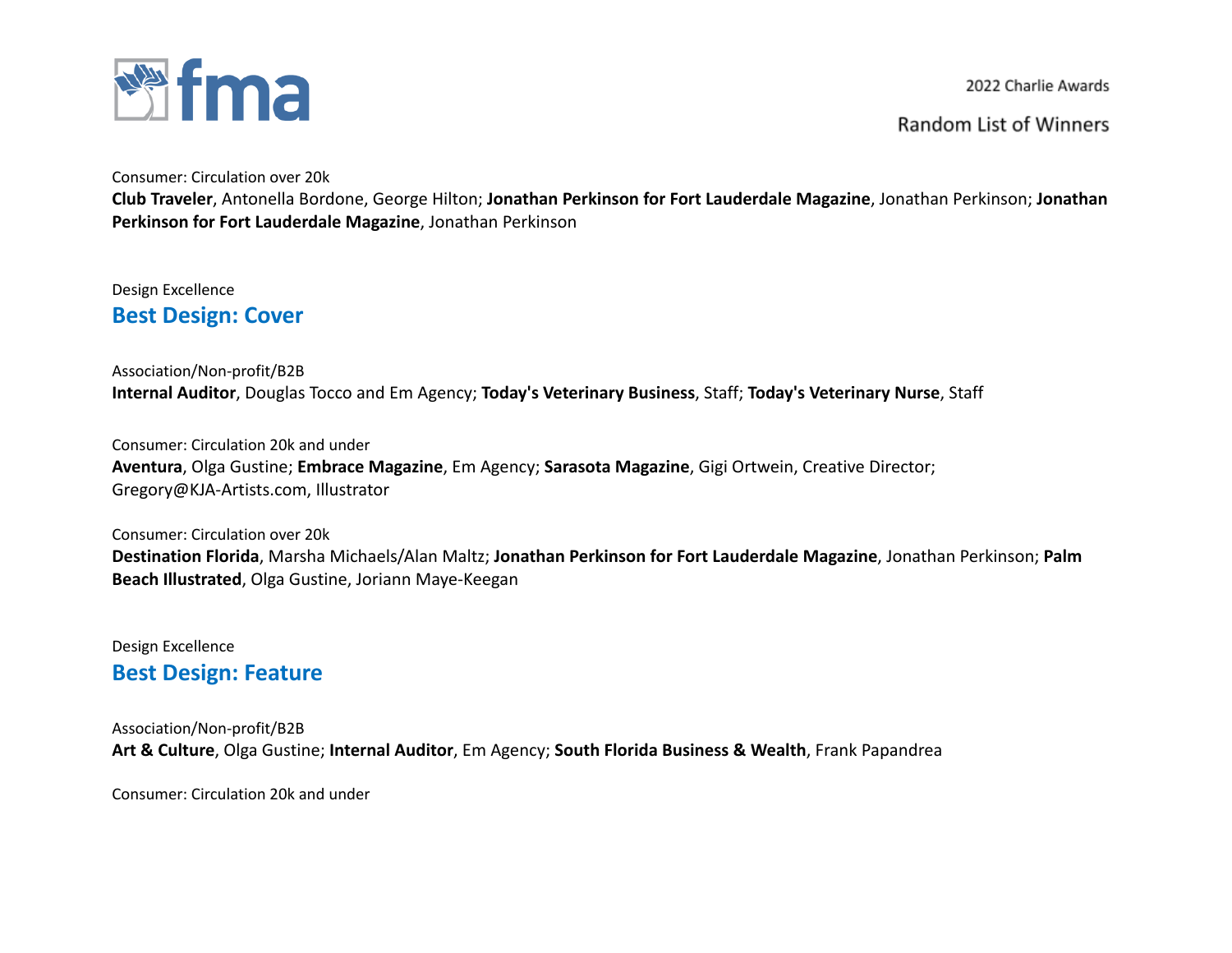Consumer: Circulation over 20k
**Club Traveler**, Antonella Bordone, George Hilton; **Jonathan Perkinson for Fort Lauderdale Magazine**, Jonathan Perkinson; **Jonathan Perkinson for Fort Lauderdale Magazine**, Jonathan Perkinson

Design Excellence

## Best Design: Cover

Association/Non-profit/B2B
**Internal Auditor**, Douglas Tocco and Em Agency; **Today's Veterinary Business**, Staff; **Today's Veterinary Nurse**, Staff

Consumer: Circulation 20k and under
**Aventura**, Olga Gustine; **Embrace Magazine**, Em Agency; **Sarasota Magazine**, Gigi Ortwein, Creative Director; Gregory@KJA-Artists.com, Illustrator

Consumer: Circulation over 20k
**Destination Florida**, Marsha Michaels/Alan Maltz; **Jonathan Perkinson for Fort Lauderdale Magazine**, Jonathan Perkinson; **Palm Beach Illustrated**, Olga Gustine, Joriann Maye-Keegan

Design Excellence

## Best Design: Feature

Association/Non-profit/B2B
**Art & Culture**, Olga Gustine; **Internal Auditor**, Em Agency; **South Florida Business & Wealth**, Frank Papandrea

Consumer: Circulation 20k and under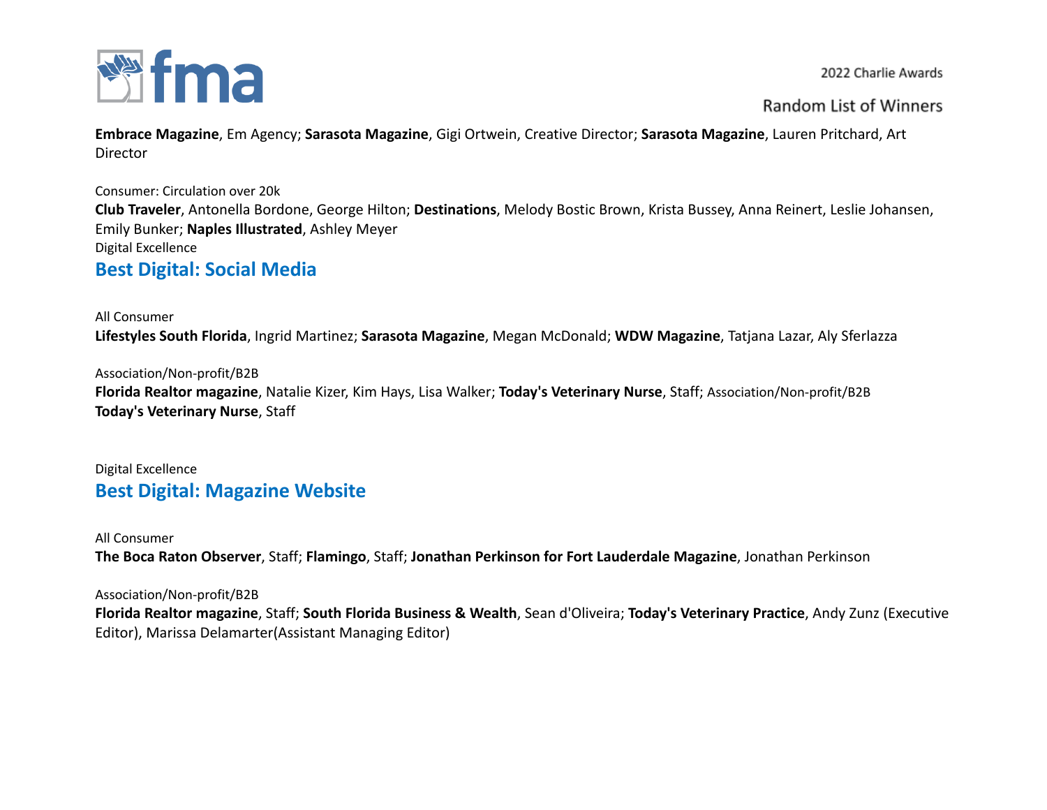**Embrace Magazine**, Em Agency; **Sarasota Magazine**, Gigi Ortwein, Creative Director; **Sarasota Magazine**, Lauren Pritchard, Art Director

Consumer: Circulation over 20k

**Club Traveler**, Antonella Bordone, George Hilton; **Destinations**, Melody Bostic Brown, Krista Bussey, Anna Reinert, Leslie Johansen, Emily Bunker; **Naples Illustrated**, Ashley Meyer

Digital Excellence

## Best Digital: Social Media

All Consumer

**Lifestyles South Florida**, Ingrid Martinez; **Sarasota Magazine**, Megan McDonald; **WDW Magazine**, Tatjana Lazar, Aly Sferlazza

Association/Non-profit/B2B

**Florida Realtor magazine**, Natalie Kizer, Kim Hays, Lisa Walker; **Today's Veterinary Nurse**, Staff; Association/Non-profit/B2B **Today's Veterinary Nurse**, Staff

Digital Excellence

## Best Digital: Magazine Website

All Consumer

**The Boca Raton Observer**, Staff; **Flamingo**, Staff; **Jonathan Perkinson for Fort Lauderdale Magazine**, Jonathan Perkinson

Association/Non-profit/B2B

**Florida Realtor magazine**, Staff; **South Florida Business & Wealth**, Sean d'Oliveira; **Today's Veterinary Practice**, Andy Zunz (Executive Editor), Marissa Delamarter(Assistant Managing Editor)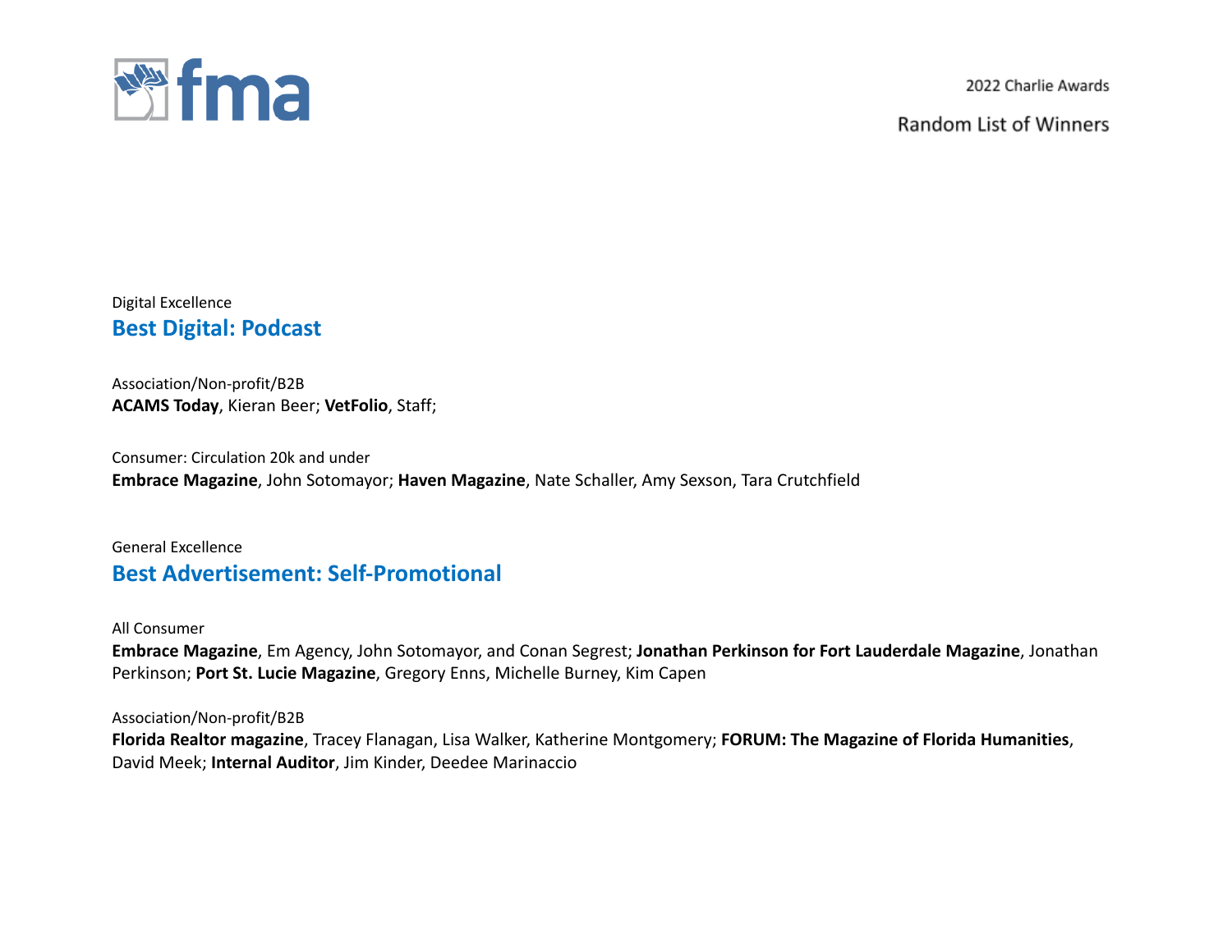Digital Excellence

## Best Digital: Podcast

Association/Non-profit/B2B
**ACAMS Today**, Kieran Beer; **VetFolio**, Staff;

Consumer: Circulation 20k and under
**Embrace Magazine**, John Sotomayor; **Haven Magazine**, Nate Schaller, Amy Sexson, Tara Crutchfield

General Excellence

## Best Advertisement: Self-Promotional

All Consumer
**Embrace Magazine**, Em Agency, John Sotomayor, and Conan Segrest; **Jonathan Perkinson for Fort Lauderdale Magazine**, Jonathan Perkinson; **Port St. Lucie Magazine**, Gregory Enns, Michelle Burney, Kim Capen

Association/Non-profit/B2B
**Florida Realtor magazine**, Tracey Flanagan, Lisa Walker, Katherine Montgomery; **FORUM: The Magazine of Florida Humanities**, David Meek; **Internal Auditor**, Jim Kinder, Deedee Marinaccio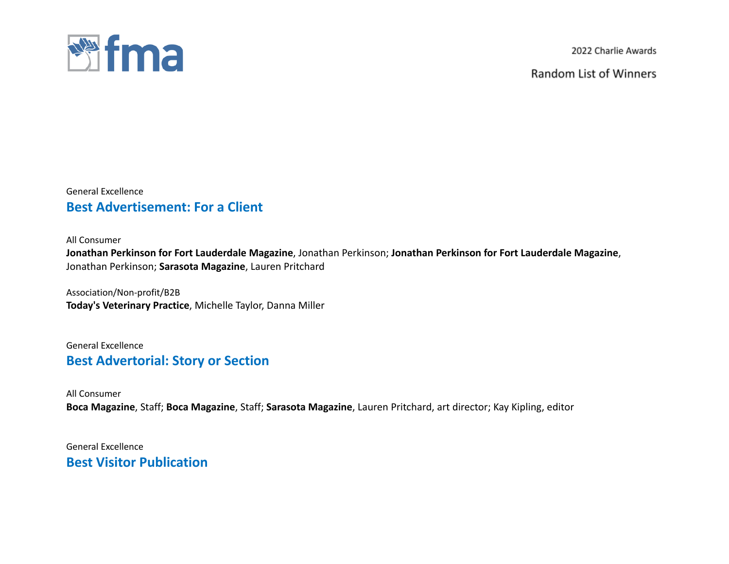General Excellence

## Best Advertisement: For a Client

All Consumer

**Jonathan Perkinson for Fort Lauderdale Magazine**, Jonathan Perkinson; **Jonathan Perkinson for Fort Lauderdale Magazine**, Jonathan Perkinson; **Sarasota Magazine**, Lauren Pritchard

Association/Non-profit/B2B

**Today's Veterinary Practice**, Michelle Taylor, Danna Miller

General Excellence

## Best Advertorial: Story or Section

All Consumer

**Boca Magazine**, Staff; **Boca Magazine**, Staff; **Sarasota Magazine**, Lauren Pritchard, art director; Kay Kipling, editor

General Excellence

## Best Visitor Publication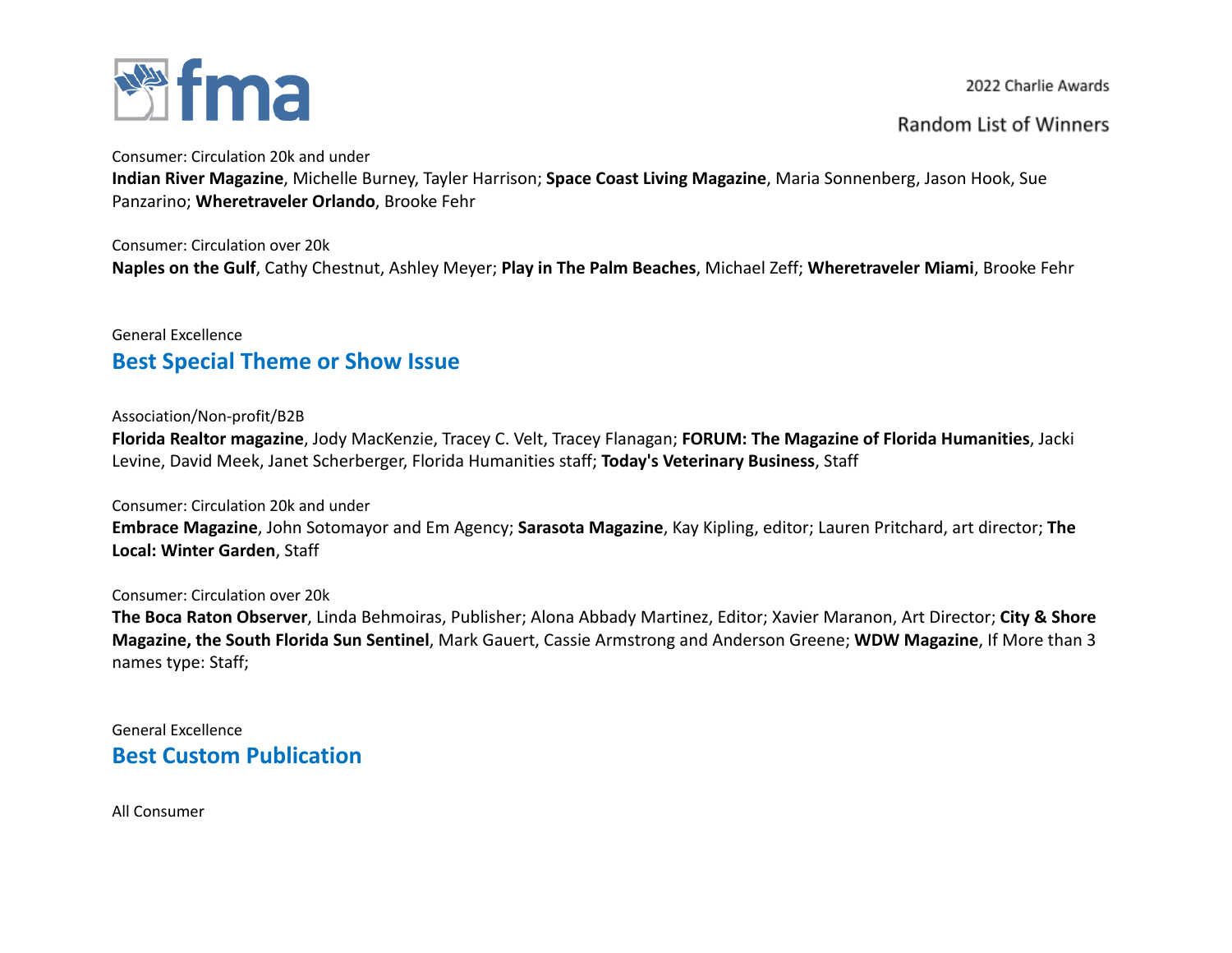Consumer: Circulation 20k and under

**Indian River Magazine**, Michelle Burney, Tayler Harrison; **Space Coast Living Magazine**, Maria Sonnenberg, Jason Hook, Sue Panzarino; **Wheretraveler Orlando**, Brooke Fehr

Consumer: Circulation over 20k

**Naples on the Gulf**, Cathy Chestnut, Ashley Meyer; **Play in The Palm Beaches**, Michael Zeff; **Wheretraveler Miami**, Brooke Fehr

General Excellence

## Best Special Theme or Show Issue

Association/Non-profit/B2B

**Florida Realtor magazine**, Jody MacKenzie, Tracey C. Velt, Tracey Flanagan; **FORUM: The Magazine of Florida Humanities**, Jacki Levine, David Meek, Janet Scherberger, Florida Humanities staff; **Today's Veterinary Business**, Staff

Consumer: Circulation 20k and under

**Embrace Magazine**, John Sotomayor and Em Agency; **Sarasota Magazine**, Kay Kipling, editor; Lauren Pritchard, art director; **The Local: Winter Garden**, Staff

Consumer: Circulation over 20k

**The Boca Raton Observer**, Linda Behmoiras, Publisher; Alona Abbady Martinez, Editor; Xavier Maranon, Art Director; **City & Shore Magazine, the South Florida Sun Sentinel**, Mark Gauert, Cassie Armstrong and Anderson Greene; **WDW Magazine**, If More than 3 names type: Staff;

General Excellence

## Best Custom Publication

All Consumer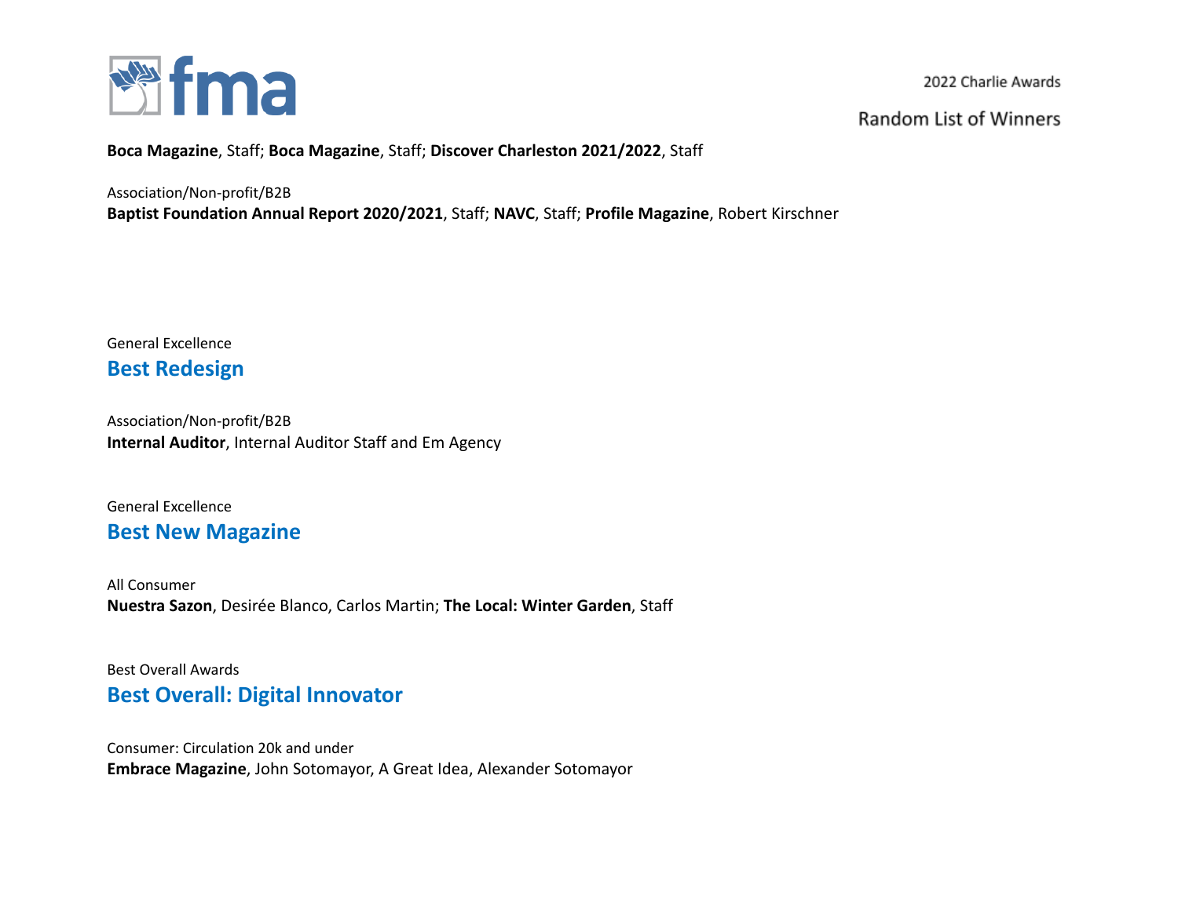**Boca Magazine**, Staff; **Boca Magazine**, Staff; **Discover Charleston 2021/2022**, Staff

Association/Non-profit/B2B
**Baptist Foundation Annual Report 2020/2021**, Staff; **NAVC**, Staff; **Profile Magazine**, Robert Kirschner

General Excellence

## Best Redesign

Association/Non-profit/B2B
**Internal Auditor**, Internal Auditor Staff and Em Agency

General Excellence

## Best New Magazine

All Consumer
**Nuestra Sazon**, Desirée Blanco, Carlos Martin; **The Local: Winter Garden**, Staff

Best Overall Awards

## Best Overall: Digital Innovator

Consumer: Circulation 20k and under
**Embrace Magazine**, John Sotomayor, A Great Idea, Alexander Sotomayor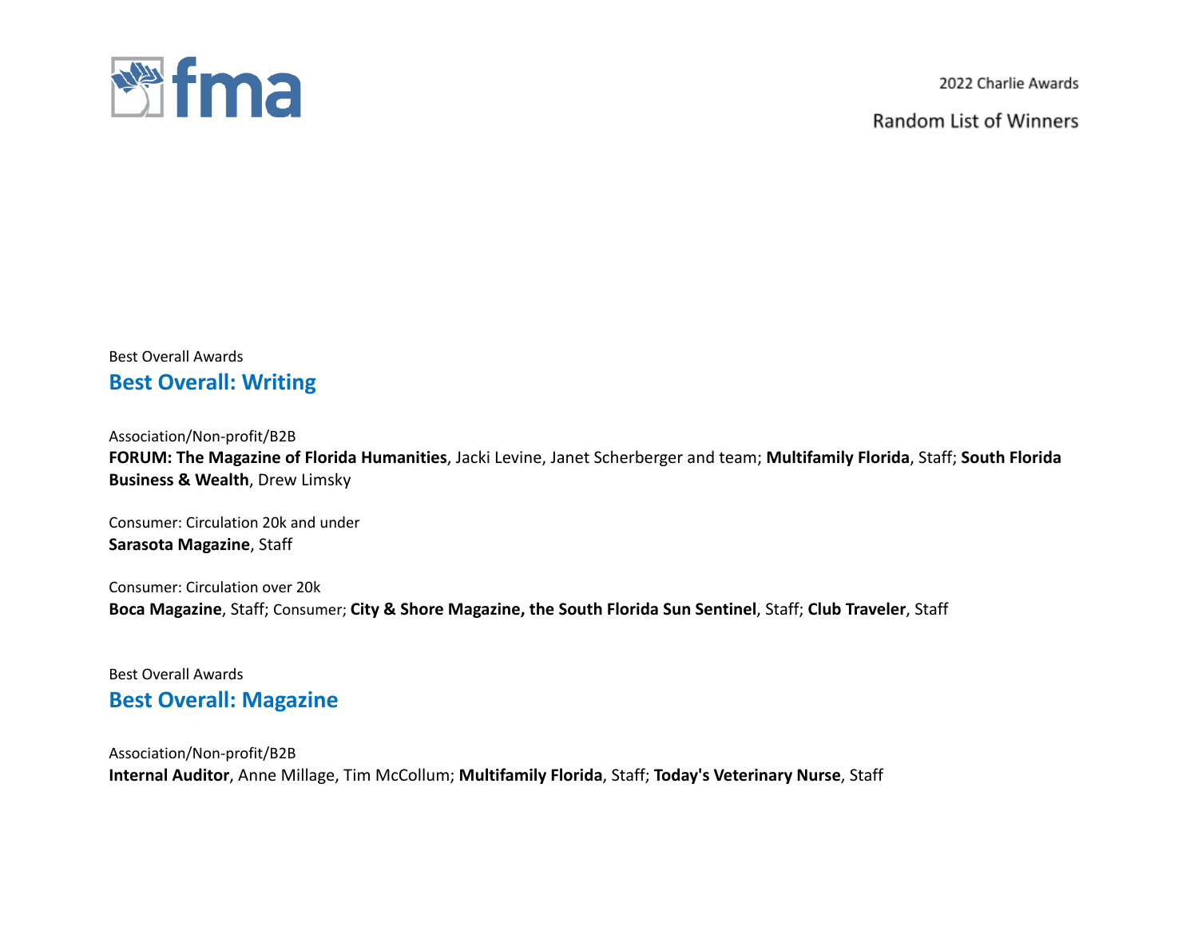Best Overall Awards

## Best Overall: Writing

Association/Non-profit/B2B
**FORUM: The Magazine of Florida Humanities**, Jacki Levine, Janet Scherberger and team; **Multifamily Florida**, Staff; **South Florida Business & Wealth**, Drew Limsky

Consumer: Circulation 20k and under
**Sarasota Magazine**, Staff

Consumer: Circulation over 20k
**Boca Magazine**, Staff; Consumer; **City & Shore Magazine, the South Florida Sun Sentinel**, Staff; **Club Traveler**, Staff

Best Overall Awards

## Best Overall: Magazine

Association/Non-profit/B2B
**Internal Auditor**, Anne Millage, Tim McCollum; **Multifamily Florida**, Staff; **Today's Veterinary Nurse**, Staff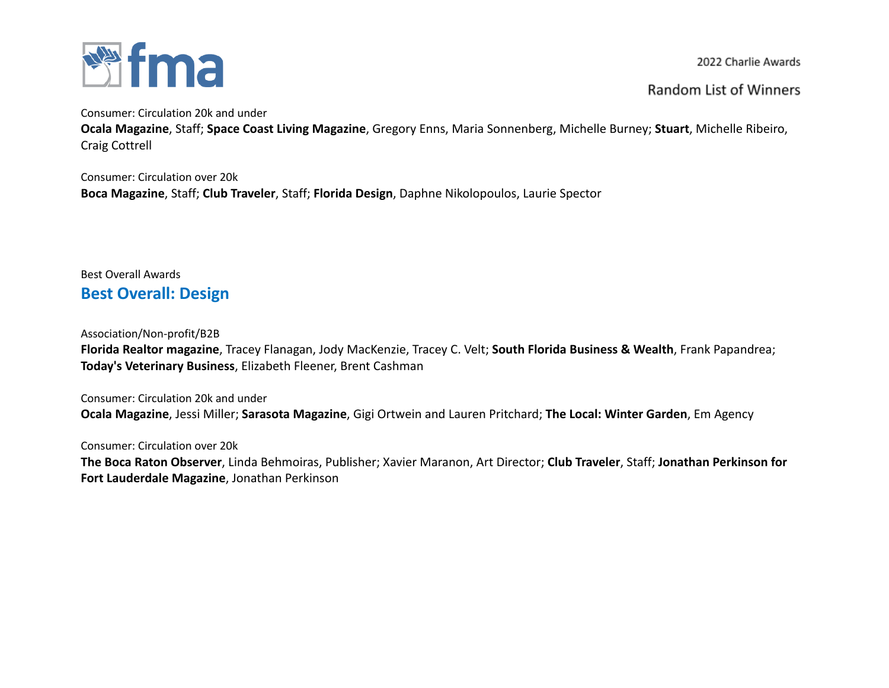Consumer: Circulation 20k and under

**Ocala Magazine**, Staff; **Space Coast Living Magazine**, Gregory Enns, Maria Sonnenberg, Michelle Burney; **Stuart**, Michelle Ribeiro, Craig Cottrell

Consumer: Circulation over 20k

**Boca Magazine**, Staff; **Club Traveler**, Staff; **Florida Design**, Daphne Nikolopoulos, Laurie Spector

Best Overall Awards

## Best Overall: Design

Association/Non-profit/B2B

**Florida Realtor magazine**, Tracey Flanagan, Jody MacKenzie, Tracey C. Velt; **South Florida Business & Wealth**, Frank Papandrea; **Today's Veterinary Business**, Elizabeth Fleener, Brent Cashman

Consumer: Circulation 20k and under

**Ocala Magazine**, Jessi Miller; **Sarasota Magazine**, Gigi Ortwein and Lauren Pritchard; **The Local: Winter Garden**, Em Agency

Consumer: Circulation over 20k

**The Boca Raton Observer**, Linda Behmoiras, Publisher; Xavier Maranon, Art Director; **Club Traveler**, Staff; **Jonathan Perkinson for Fort Lauderdale Magazine**, Jonathan Perkinson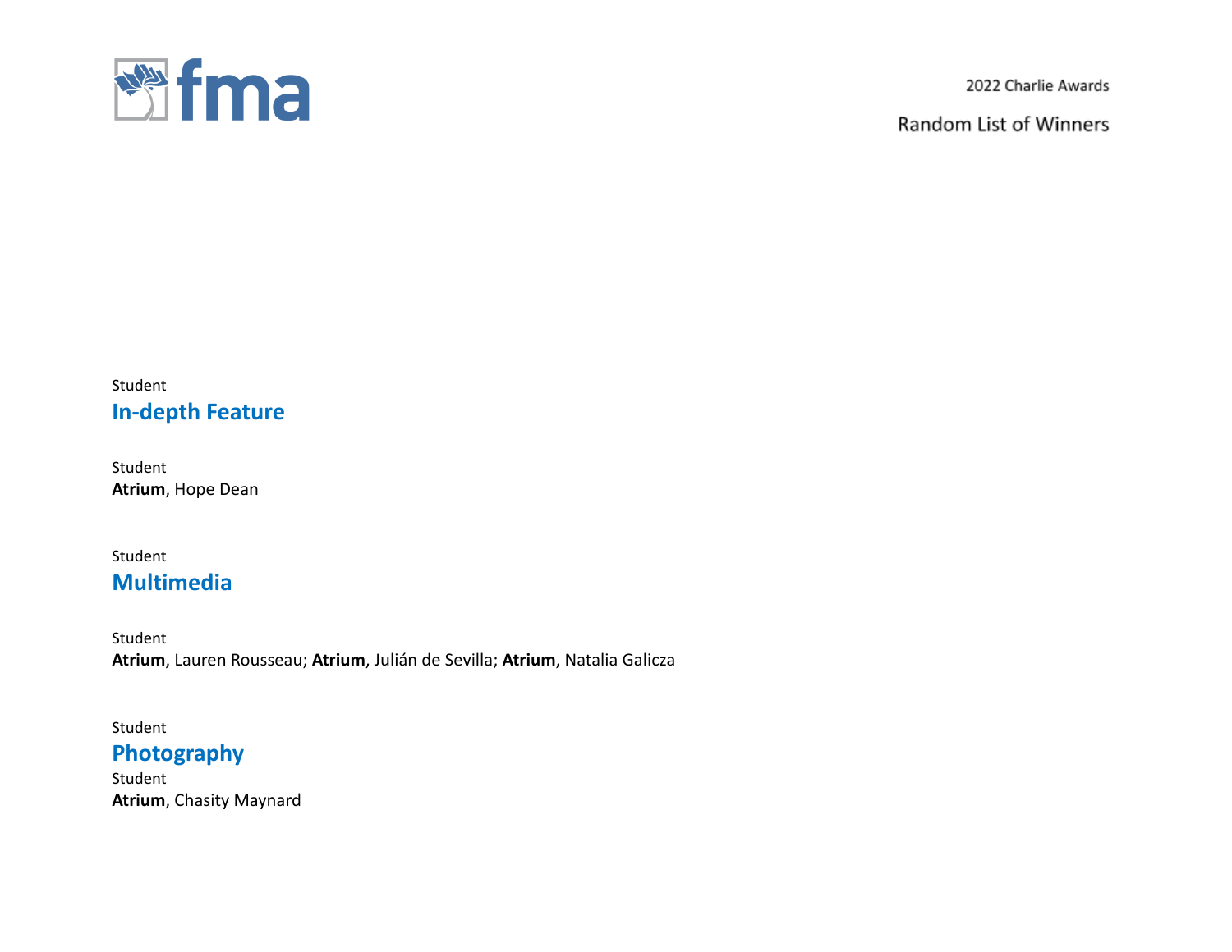Student

## In-depth Feature

Student
**Atrium**, Hope Dean

Student

## Multimedia

Student
**Atrium**, Lauren Rousseau; **Atrium**, Julián de Sevilla; **Atrium**, Natalia Galicza

Student

## Photography

Student
**Atrium**, Chasity Maynard